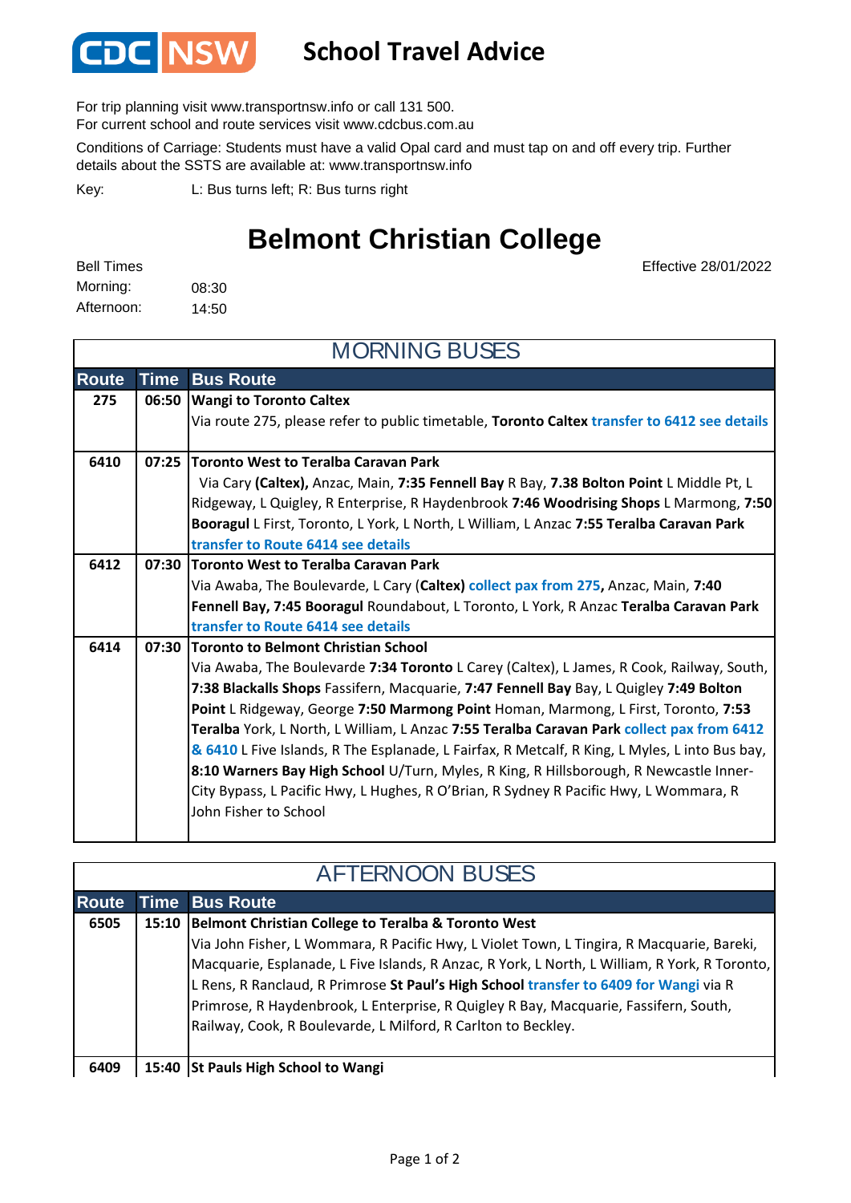# CDC NSW School Travel Advice

For trip planning visit www.transportnsw.info or call 131 500.
For current school and route services visit www.cdcbus.com.au

Conditions of Carriage: Students must have a valid Opal card and must tap on and off every trip. Further details about the SSTS are available at: www.transportnsw.info

Key: L: Bus turns left; R: Bus turns right

## Belmont Christian College

Effective 28/01/2022

Bell Times
Morning: 08:30
Afternoon: 14:50

### MORNING BUSES

| Route | Time | Bus Route |
|---|---|---|
| 275 | 06:50 | **Wangi to Toronto Caltex**<br>Via route 275, please refer to public timetable, **Toronto Caltex** transfer to 6412 see details |
| 6410 | 07:25 | **Toronto West to Teralba Caravan Park**<br>Via Cary **(Caltex),** Anzac, Main, **7:35 Fennell Bay** R Bay, **7.38 Bolton Point** L Middle Pt, L Ridgeway, L Quigley, R Enterprise, R Haydenbrook **7:46 Woodrising Shops** L Marmong, **7:50 Booragul** L First, Toronto, L York, L North, L William, L Anzac **7:55 Teralba Caravan Park** transfer to Route 6414 see details |
| 6412 | 07:30 | **Toronto West to Teralba Caravan Park**<br>Via Awaba, The Boulevarde, L Cary (**Caltex)** collect pax from 275**,** Anzac, Main, **7:40 Fennell Bay, 7:45 Booragul** Roundabout, L Toronto, L York, R Anzac **Teralba Caravan Park** transfer to Route 6414 see details |
| 6414 | 07:30 | **Toronto to Belmont Christian School**<br>Via Awaba, The Boulevarde **7:34 Toronto** L Carey (Caltex), L James, R Cook, Railway, South, **7:38 Blackalls Shops** Fassifern, Macquarie, **7:47 Fennell Bay** Bay, L Quigley **7:49 Bolton Point** L Ridgeway, George **7:50 Marmong Point** Homan, Marmong, L First, Toronto, **7:53 Teralba** York, L North, L William, L Anzac **7:55 Teralba Caravan Park** collect pax from 6412 & 6410 L Five Islands, R The Esplanade, L Fairfax, R Metcalf, R King, L Myles, L into Bus bay, **8:10 Warners Bay High School** U/Turn, Myles, R King, R Hillsborough, R Newcastle Inner-City Bypass, L Pacific Hwy, L Hughes, R O'Brian, R Sydney R Pacific Hwy, L Wommara, R John Fisher to School |

### AFTERNOON BUSES

| Route | Time | Bus Route |
|---|---|---|
| 6505 | 15:10 | **Belmont Christian College to Teralba & Toronto West**<br>Via John Fisher, L Wommara, R Pacific Hwy, L Violet Town, L Tingira, R Macquarie, Bareki, Macquarie, Esplanade, L Five Islands, R Anzac, R York, L North, L William, R York, R Toronto, L Rens, R Ranclaud, R Primrose **St Paul's High School** transfer to 6409 for Wangi via R Primrose, R Haydenbrook, L Enterprise, R Quigley R Bay, Macquarie, Fassifern, South, Railway, Cook, R Boulevarde, L Milford, R Carlton to Beckley. |
| 6409 | 15:40 | **St Pauls High School to Wangi** |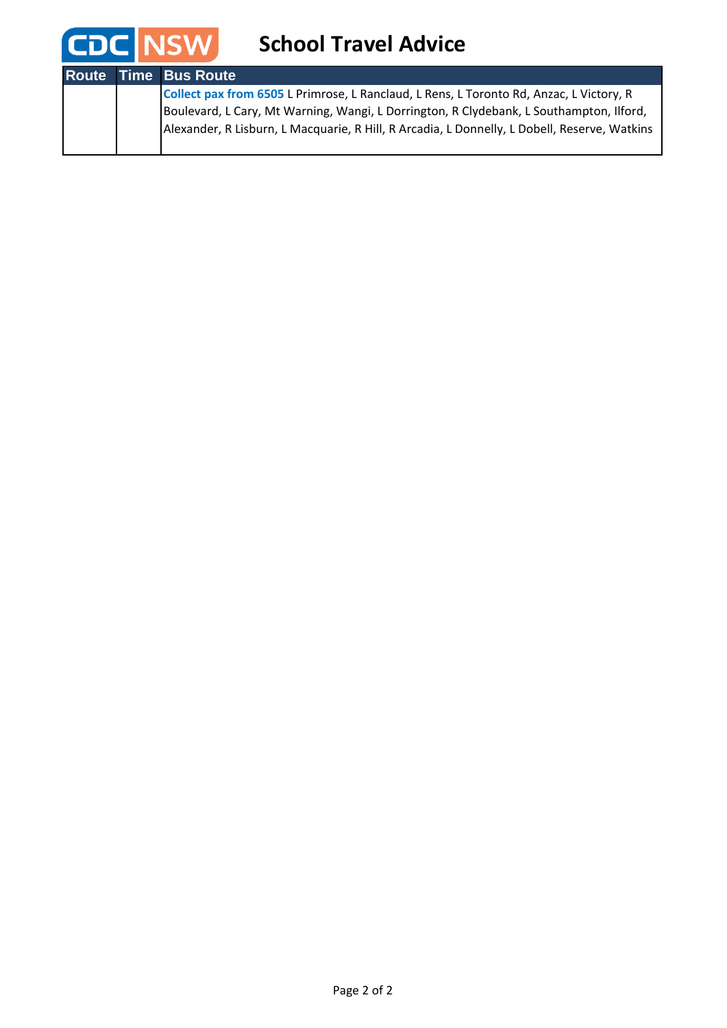# School Travel Advice

| Route | Time | Bus Route |
|---|---|---|
| | | **Collect pax from 6505** L Primrose, L Ranclaud, L Rens, L Toronto Rd, Anzac, L Victory, R Boulevard, L Cary, Mt Warning, Wangi, L Dorrington, R Clydebank, L Southampton, Ilford, Alexander, R Lisburn, L Macquarie, R Hill, R Arcadia, L Donnelly, L Dobell, Reserve, Watkins |